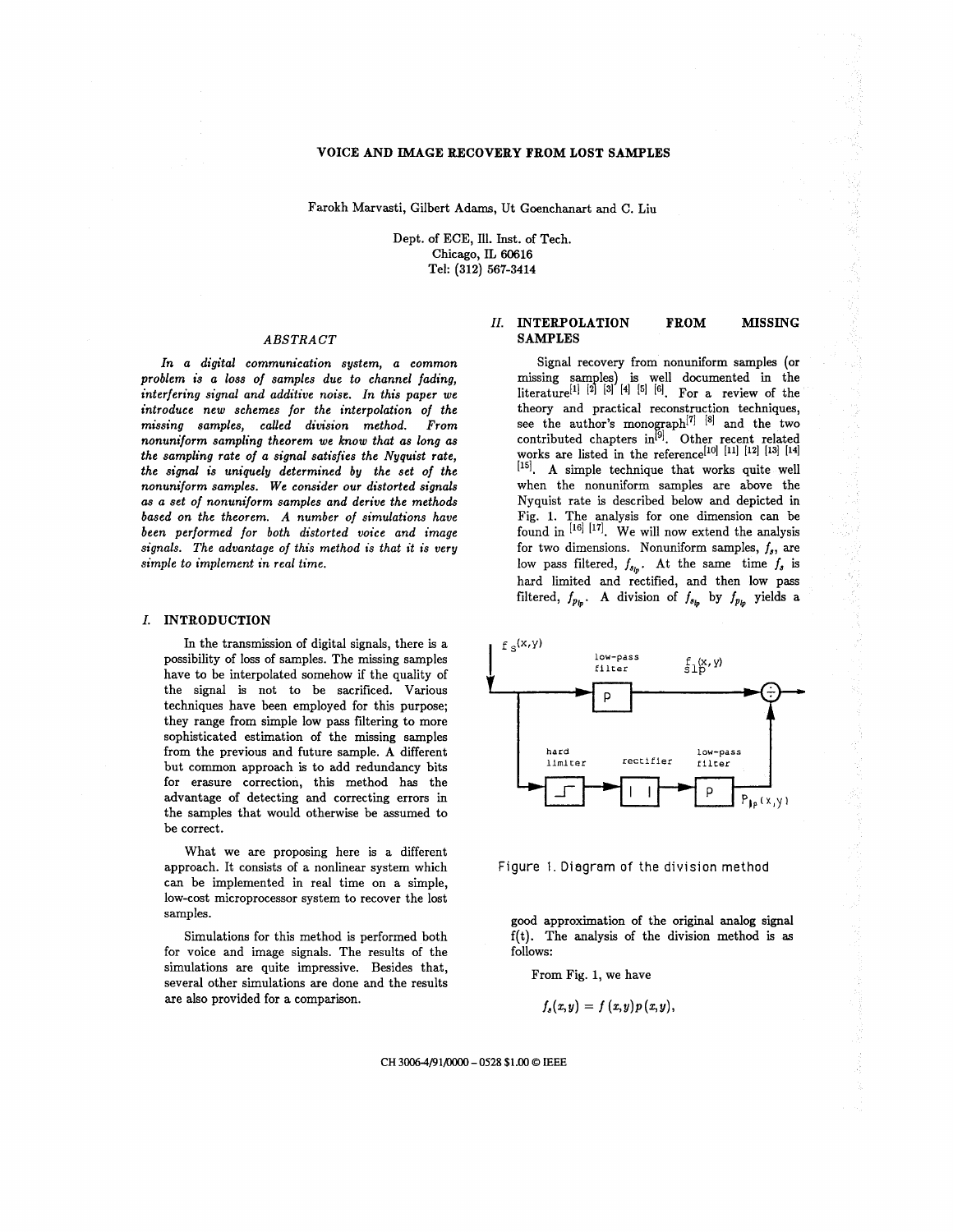# VOICE AND IMAGE RECOVERY FROM LOST SAMPLES

Farokh Marvasti, Gilbert Adams, Ut Goenchanart and C. Liu

Dept. of ECE, Ill. Inst. of Tech.
Chicago, IL 60616
Tel: (312) 567-3414

## *ABSTRACT*

*In a digital communication system, a common problem is a loss of samples due to channel fading, interfering signal and additive noise. In this paper we introduce new schemes for the interpolation of the missing samples, called division method. From nonuniform sampling theorem we know that as long as the sampling rate of a signal satisfies the Nyquist rate, the signal is uniquely determined by the set of the nonuniform samples. We consider our distorted signals as a set of nonuniform samples and derive the methods based on the theorem. A number of simulations have been performed for both distorted voice and image signals. The advantage of this method is that it is very simple to implement in real time.*

## *I.* INTRODUCTION

In the transmission of digital signals, there is a possibility of loss of samples. The missing samples have to be interpolated somehow if the quality of the signal is not to be sacrificed. Various techniques have been employed for this purpose; they range from simple low pass filtering to more sophisticated estimation of the missing samples from the previous and future sample. A different but common approach is to add redundancy bits for erasure correction, this method has the advantage of detecting and correcting errors in the samples that would otherwise be assumed to be correct.

What we are proposing here is a different approach. It consists of a nonlinear system which can be implemented in real time on a simple, low-cost microprocessor system to recover the lost samples.

Simulations for this method is performed both for voice and image signals. The results of the simulations are quite impressive. Besides that, several other simulations are done and the results are also provided for a comparison.

## *II.* INTERPOLATION FROM MISSING SAMPLES

Signal recovery from nonuniform samples (or missing samples) is well documented in the literature[1] [2] [3] [4] [5] [6]. For a review of the theory and practical reconstruction techniques, see the author's monograph[7] [8] and the two contributed chapters in[9]. Other recent related works are listed in the reference[10] [11] [12] [13] [14] [15]. A simple technique that works quite well when the nonuniform samples are above the Nyquist rate is described below and depicted in Fig. 1. The analysis for one dimension can be found in [16] [17]. We will now extend the analysis for two dimensions. Nonuniform samples, $f_s$, are low pass filtered, $f_{s_{lp}}$. At the same time $f_s$ is hard limited and rectified, and then low pass filtered, $f_{p_{lp}}$. A division of $f_{s_{lp}}$ by $f_{p_{lp}}$ yields a good approximation of the original analog signal f(t). The analysis of the division method is as follows:

Figure 1. Diagram of the division method

From Fig. 1, we have

$$f_s(x,y) = f(x,y)p(x,y),$$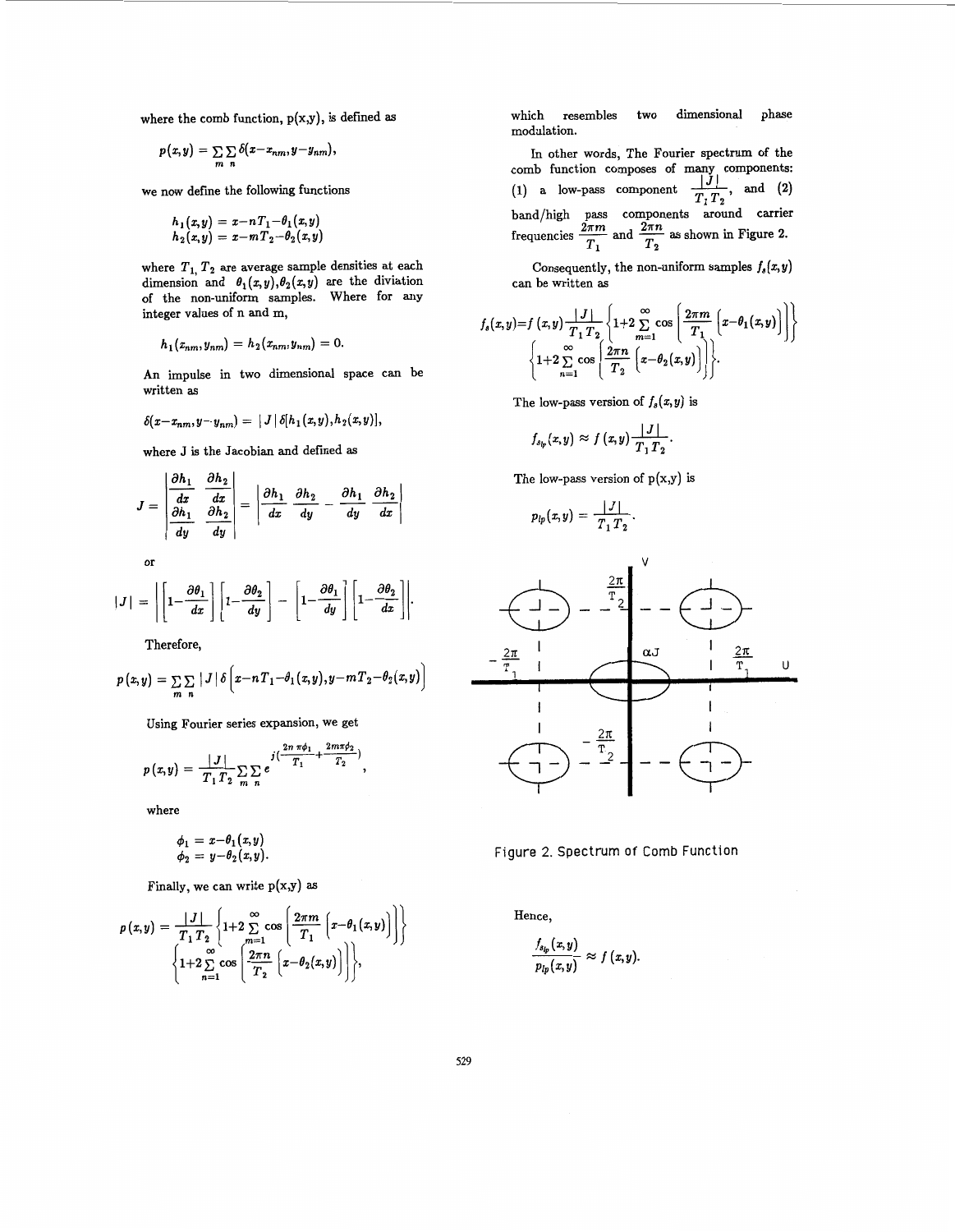where the comb function, p(x,y), is defined as

$$p(x,y) = \sum_m \sum_n \delta(x-x_{nm}, y-y_{nm}),$$

we now define the following functions

$$h_1(x,y) = x-nT_1-\theta_1(x,y)$$
$$h_2(x,y) = x-mT_2-\theta_2(x,y)$$

where $T_1, T_2$ are average sample densities at each dimension and $\theta_1(x,y), \theta_2(x,y)$ are the diviation of the non-uniform samples. Where for any integer values of n and m,

$$h_1(x_{nm}, y_{nm}) = h_2(x_{nm}, y_{nm}) = 0.$$

An impulse in two dimensional space can be written as

$$\delta(x-x_{nm}, y-y_{nm}) = |J| \delta[h_1(x,y), h_2(x,y)],$$

where J is the Jacobian and defined as

$$J = \begin{vmatrix} \frac{\partial h_1}{dx} & \frac{\partial h_2}{dx} \\ \frac{\partial h_1}{dy} & \frac{\partial h_2}{dy} \end{vmatrix} = \left| \frac{\partial h_1}{dx}\frac{\partial h_2}{dy} - \frac{\partial h_1}{dy}\frac{\partial h_2}{dx} \right|$$

or

$$|J| = \left| \left[1-\frac{\partial \theta_1}{dx}\right]\left[1-\frac{\partial \theta_2}{dy}\right] - \left[1-\frac{\partial \theta_1}{dy}\right]\left[1-\frac{\partial \theta_2}{dx}\right] \right|.$$

Therefore,

$$p(x,y) = \sum_m \sum_n |J| \delta\left(x-nT_1-\theta_1(x,y), y-mT_2-\theta_2(x,y)\right)$$

Using Fourier series expansion, we get

$$p(x,y) = \frac{|J|}{T_1 T_2} \sum_m \sum_n e^{j\left(\frac{2n\pi\phi_1}{T_1} + \frac{2m\pi\phi_2}{T_2}\right)},$$

where

$$\phi_1 = x-\theta_1(x,y)$$
$$\phi_2 = y-\theta_2(x,y).$$

Finally, we can write p(x,y) as

$$p(x,y) = \frac{|J|}{T_1 T_2}\left\{1+2\sum_{m=1}^{\infty}\cos\left[\frac{2\pi m}{T_1}\left(x-\theta_1(x,y)\right)\right]\right\}$$
$$\left\{1+2\sum_{n=1}^{\infty}\cos\left[\frac{2\pi n}{T_2}\left(x-\theta_2(x,y)\right)\right]\right\},$$

which resembles two dimensional phase modulation.

In other words, The Fourier spectrum of the comb function composes of many components: (1) a low-pass component $\frac{|J|}{T_1 T_2}$, and (2) band/high pass components around carrier frequencies $\frac{2\pi m}{T_1}$ and $\frac{2\pi n}{T_2}$ as shown in Figure 2.

Consequently, the non-uniform samples $f_s(x,y)$ can be written as

$$f_s(x,y) = f(x,y)\frac{|J|}{T_1 T_2}\left\{1+2\sum_{m=1}^{\infty}\cos\left[\frac{2\pi m}{T_1}\left(x-\theta_1(x,y)\right)\right]\right\}$$
$$\left\{1+2\sum_{n=1}^{\infty}\cos\left[\frac{2\pi n}{T_2}\left(x-\theta_2(x,y)\right)\right]\right\}.$$

The low-pass version of $f_s(x,y)$ is

$$f_{s_{lp}}(x,y) \approx f(x,y)\frac{|J|}{T_1 T_2}.$$

The low-pass version of p(x,y) is

$$p_{lp}(x,y) = \frac{|J|}{T_1 T_2}.$$

Figure 2. Spectrum of Comb Function

Hence,

$$\frac{f_{s_{lp}}(x,y)}{p_{lp}(x,y)} \approx f(x,y).$$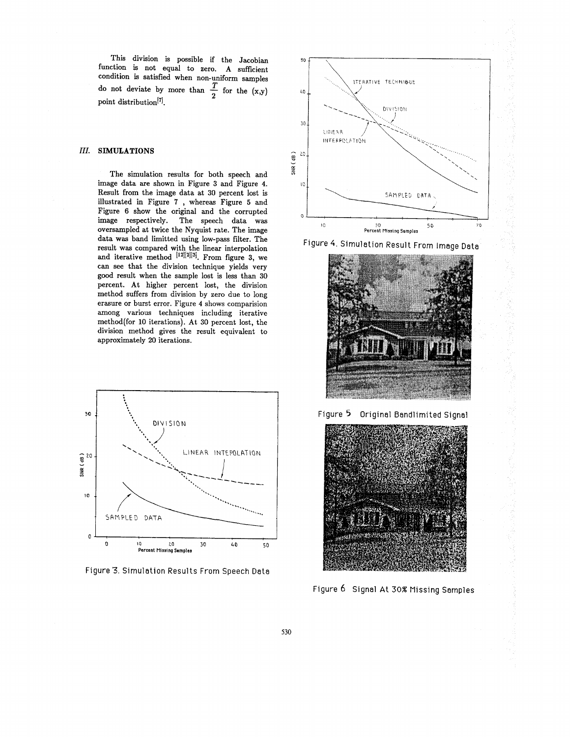This division is possible if the Jacobian function is not equal to zero. A sufficient condition is satisfied when non-uniform samples do not deviate by more than $\frac{T}{2}$ for the (x,y) point distribution[7].

## III. SIMULATIONS

The simulation results for both speech and image data are shown in Figure 3 and Figure 4. Result from the image data at 30 percent lost is illustrated in Figure 7 , whereas Figure 5 and Figure 6 show the original and the corrupted image respectively. The speech data was oversampled at twice the Nyquist rate. The image data was band limitted using low-pass filter. The result was compared with the linear interpolation and iterative method [12][2][3]. From figure 3, we can see that the division technique yields very good result when the sample lost is less than 30 percent. At higher percent lost, the division method suffers from division by zero due to long erasure or burst error. Figure 4 shows comparision among various techniques including iterative method(for 10 iterations). At 30 percent lost, the division method gives the result equivalent to approximately 20 iterations.

Figure 3. Simulation Results From Speech Data

Figure 4. Simulation Result From Image Data

Figure 5 Original Bandlimited Signal

Figure 6 Signal At 30% Missing Samples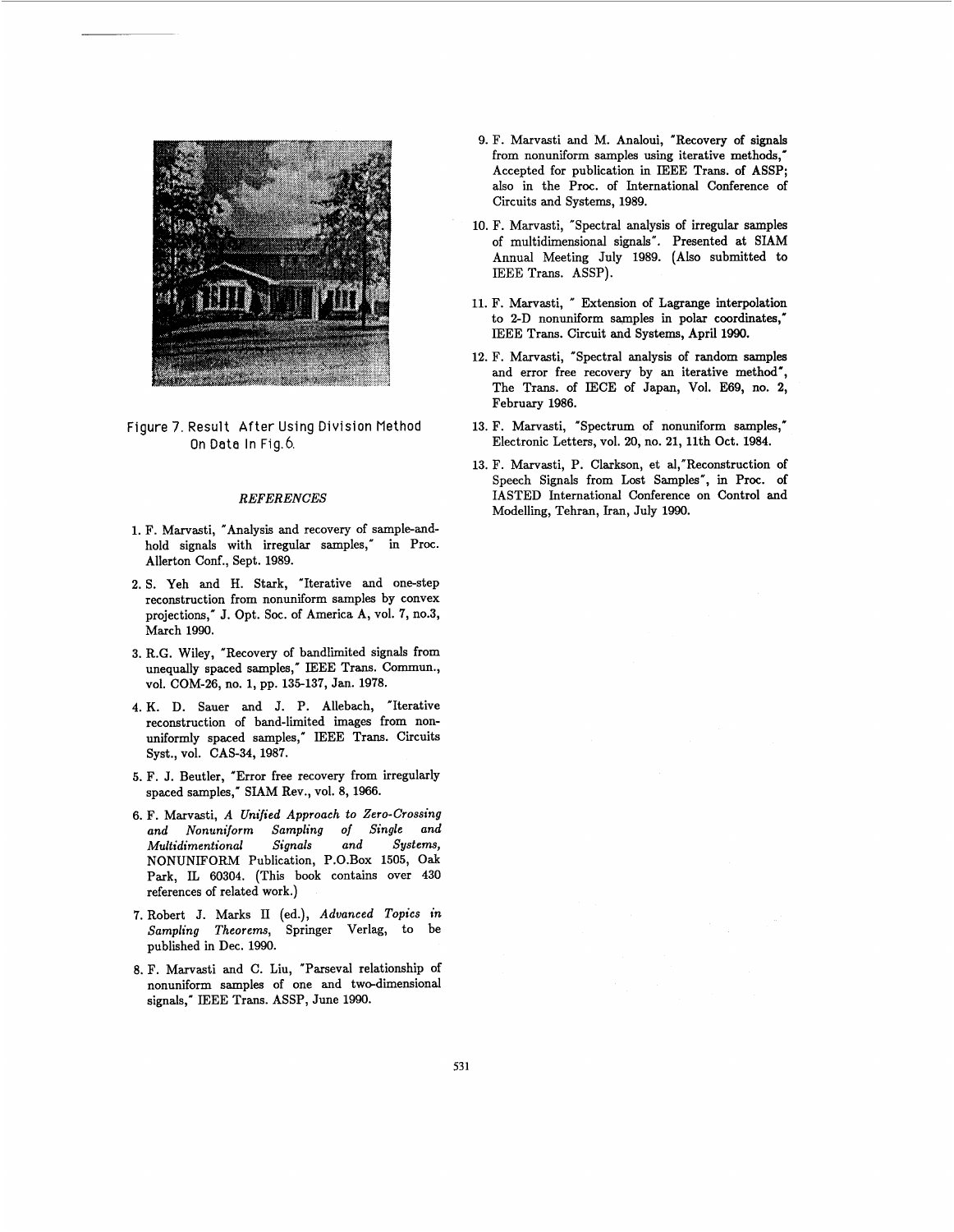Figure 7. Result After Using Division Method On Data In Fig. 6.

## REFERENCES

1. F. Marvasti, "Analysis and recovery of sample-and-hold signals with irregular samples," in Proc. Allerton Conf., Sept. 1989.

2. S. Yeh and H. Stark, "Iterative and one-step reconstruction from nonuniform samples by convex projections," J. Opt. Soc. of America A, vol. 7, no.3, March 1990.

3. R.G. Wiley, "Recovery of bandlimited signals from unequally spaced samples," IEEE Trans. Commun., vol. COM-26, no. 1, pp. 135-137, Jan. 1978.

4. K. D. Sauer and J. P. Allebach, "Iterative reconstruction of band-limited images from non-uniformly spaced samples," IEEE Trans. Circuits Syst., vol. CAS-34, 1987.

5. F. J. Beutler, "Error free recovery from irregularly spaced samples," SIAM Rev., vol. 8, 1966.

6. F. Marvasti, *A Unified Approach to Zero-Crossing and Nonuniform Sampling of Single and Multidimentional Signals and Systems,* NONUNIFORM Publication, P.O.Box 1505, Oak Park, IL 60304. (This book contains over 430 references of related work.)

7. Robert J. Marks II (ed.), *Advanced Topics in Sampling Theorems,* Springer Verlag, to be published in Dec. 1990.

8. F. Marvasti and C. Liu, "Parseval relationship of nonuniform samples of one and two-dimensional signals," IEEE Trans. ASSP, June 1990.

9. F. Marvasti and M. Analoui, "Recovery of signals from nonuniform samples using iterative methods," Accepted for publication in IEEE Trans. of ASSP; also in the Proc. of International Conference of Circuits and Systems, 1989.

10. F. Marvasti, "Spectral analysis of irregular samples of multidimensional signals". Presented at SIAM Annual Meeting July 1989. (Also submitted to IEEE Trans. ASSP).

11. F. Marvasti, " Extension of Lagrange interpolation to 2-D nonuniform samples in polar coordinates," IEEE Trans. Circuit and Systems, April 1990.

12. F. Marvasti, "Spectral analysis of random samples and error free recovery by an iterative method", The Trans. of IECE of Japan, Vol. E69, no. 2, February 1986.

13. F. Marvasti, "Spectrum of nonuniform samples," Electronic Letters, vol. 20, no. 21, 11th Oct. 1984.

13. F. Marvasti, P. Clarkson, et al,"Reconstruction of Speech Signals from Lost Samples", in Proc. of IASTED International Conference on Control and Modelling, Tehran, Iran, July 1990.